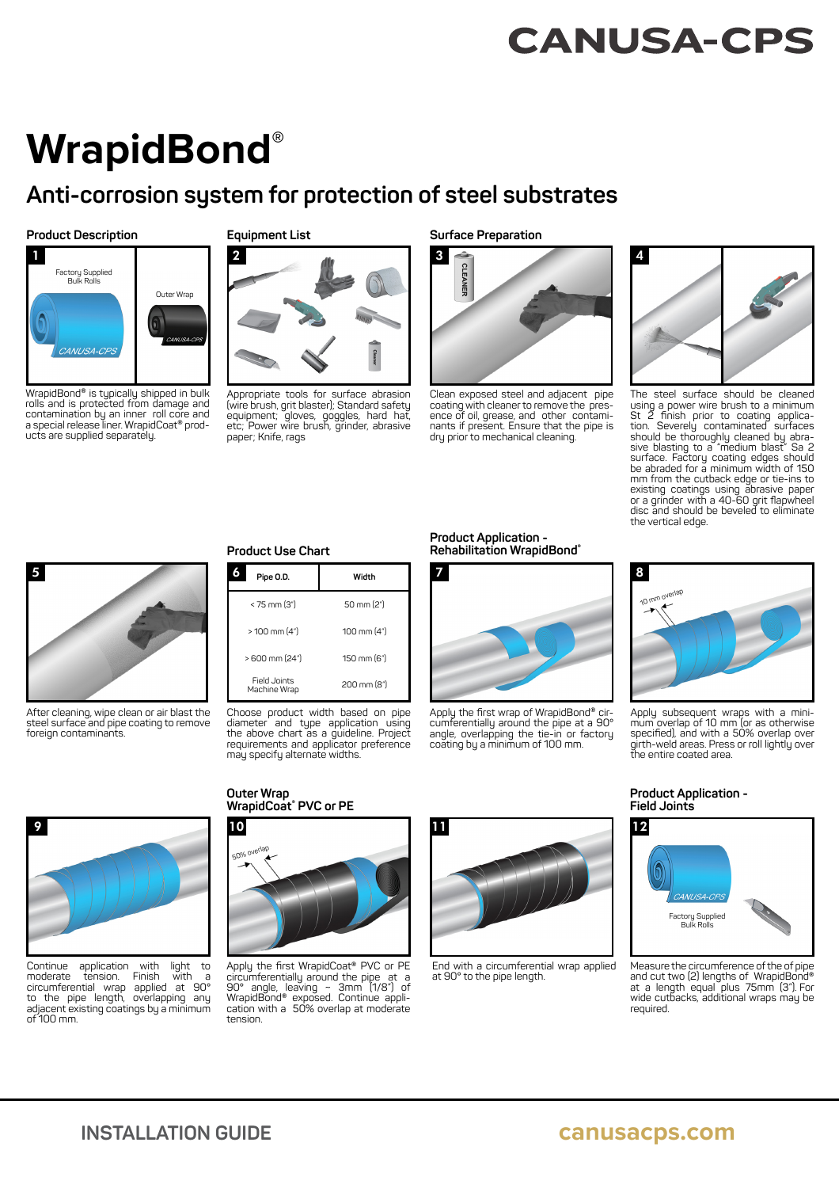# WrapidBond®

## Anti-corrosion system for protection of steel substrates

### Product Description

**1**

Factory Supplied Bulk Rolls

Outer Wrap

WrapidBond® is typically shipped in bulk rolls and is protected from damage and contamination by an inner roll core and a special release liner. WrapidCoat® products are supplied separately.

### Equipment List

**2**

Appropriate tools for surface abrasion (wire brush, grit blaster); Standard safety equipment; gloves, goggles, hard hat, etc; Power wire brush, grinder, abrasive paper; Knife, rags

### Surface Preparation

**3**

Clean exposed steel and adjacent pipe coating with cleaner to remove the presence of oil, grease, and other contaminants if present. Ensure that the pipe is dry prior to mechanical cleaning.

**4**

The steel surface should be cleaned using a power wire brush to a minimum St 2 finish prior to coating application. Severely contaminated surfaces should be thoroughly cleaned by abrasive blasting to a "medium blast" Sa 2 surface. Factory coating edges should be abraded for a minimum width of 150 mm from the cutback edge or tie-ins to existing coatings using abrasive paper or a grinder with a 40-60 grit flapwheel disc and should be beveled to eliminate the vertical edge.

**5**

After cleaning, wipe clean or air blast the steel surface and pipe coating to remove foreign contaminants.

### Product Use Chart

**6**

| Pipe O.D. | Width |
|---|---|
| < 75 mm (3") | 50 mm (2") |
| > 100 mm (4") | 100 mm (4") |
| > 600 mm (24") | 150 mm (6") |
| Field Joints Machine Wrap | 200 mm (8") |

Choose product width based on pipe diameter and type application using the above chart as a guideline. Project requirements and applicator preference may specify alternate widths.

### Product Application - Rehabilitation WrapidBond®

**7**

Apply the first wrap of WrapidBond® circumferentially around the pipe at a 90° angle, overlapping the tie-in or factory coating by a minimum of 100 mm.

**8**

10 mm overlap

Apply subsequent wraps with a minimum overlap of 10 mm (or as otherwise specified), and with a 50% overlap over girth-weld areas. Press or roll lightly over the entire coated area.

**9**

Continue application with light to moderate tension. Finish with a circumferential wrap applied at 90° to the pipe length, overlapping any adjacent existing coatings by a minimum of 100 mm.

### Outer Wrap WrapidCoat® PVC or PE

**10**

50% overlap

Apply the first WrapidCoat® PVC or PE circumferentially around the pipe at a 90° angle, leaving ~ 3mm (1/8") of WrapidBond® exposed. Continue application with a 50% overlap at moderate tension.

**11**

End with a circumferential wrap applied at 90° to the pipe length.

### Product Application - Field Joints

**12**

Factory Supplied Bulk Rolls

Measure the circumference of the of pipe and cut two (2) lengths of WrapidBond® at a length equal plus 75mm (3"). For wide cutbacks, additional wraps may be required.

INSTALLATION GUIDE

canusacps.com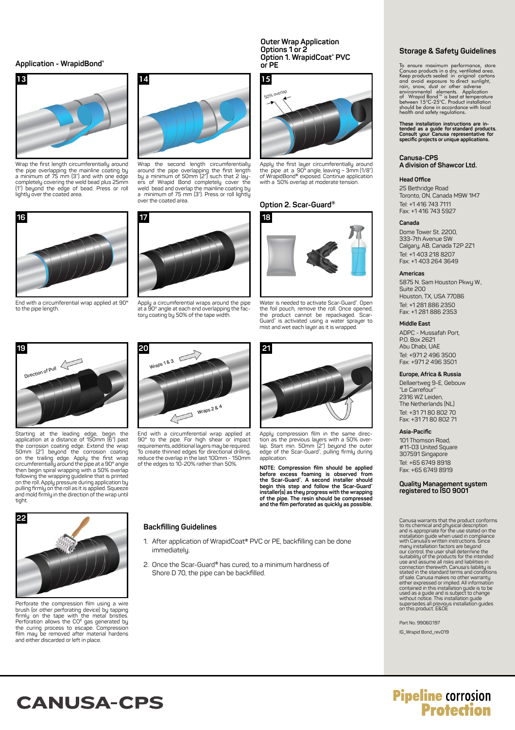## Application - WrapidBond®

**13**

Wrap the first length circumferentially around the pipe overlapping the mainline coating by a minimum of 75 mm (3") and with one edge completely covering the weld bead plus 25mm (1") beyond the edge of bead. Press or roll lightly over the coated area.

**14**

Wrap the second length circumferentially around the pipe overlapping the first length by a minimum of 50mm (2") such that 2 layers of Wrapid Bond completely cover the weld bead and overlap the mainline coating by a minimum of 75 mm (3"). Press or roll lightly over the coated area.

**16**

End with a circumferential wrap applied at 90° to the pipe length.

**17**

Apply a circumferential wraps around the pipe at a 90° angle at each end overlapping the factory coating by 50% of the tape width.

## Outer Wrap Application Options 1 or 2

### Option 1. WrapidCoat® PVC or PE

**15**

50% overlap

Apply the first layer circumferentially around the pipe at a 90° angle, leaving ~ 3mm (1/8") of WrapidBond® exposed. Continue application with a 50% overlap at moderate tension.

### Option 2. Scar-Guard®

**18**

Water is needed to activate Scar-Guard®. Open the foil pouch, remove the roll. Once opened, the product cannot be repackaged. Scar-Guard® is activated using a water sprayer to mist and wet each layer as it is wrapped.

**19**

Direction of Pull

Starting at the leading edge, begin the application at a distance of 150mm (6") past the corrosion coating edge. Extend the wrap 50mm (2") beyond the corrosion coating on the trailing edge. Apply the first wrap circumferentially around the pipe at a 90° angle then begin spiral wrapping with a 50% overlap following the wrapping guideline that is printed on the roll. Apply pressure during application by pulling firmly on the roll as it is applied. Squeeze and mold firmly in the direction of the wrap until tight.

**20**

Wraps 1 & 3

Wraps 2 & 4

End with a circumferential wrap applied at 90° to the pipe. For high shear or impact requirements, additional layers may be required. To create thinned edges for directional drilling, reduce the overlap in the last 100mm - 150mm of the edges to 10-20% rather than 50%.

**21**

Apply compression film in the same direction as the previous layers with a 50% overlap. Start min. 50mm (2") beyond the outer edge of the Scar-Guard®, pulling firmly during application.

**NOTE: Compression film should be applied before excess foaming is observed from the Scar-Guard®. A second installer should begin this step and follow the Scar-Guard® installer(s) as they progress with the wrapping of the pipe. The resin should be compressed and the film perforated as quickly as possible.**

**22**

Perforate the compression film using a wire brush (or other perforating device) by tapping firmly on the tape with the metal bristles. Perforation allows the $CO^2$ gas generated by the curing process to escape. Compression film may be removed after material hardens and either discarded or left in place.

## Backfilling Guidelines

1. After application of WrapidCoat® PVC or PE, backfilling can be done immediately.
2. Once the Scar-Guard® has cured, to a minimum hardness of Shore D 70, the pipe can be backfilled.

## Storage & Safety Guidelines

To ensure maximum performance, store Canusa products in a dry, ventilated area. Keep products sealed in original cartons and avoid exposure to direct sunlight, rain, snow, dust or other adverse environmental elements. Application of Wrapid Bond™ is best at temperature between 15°C-25°C. Product installation should be done in accordance with local health and safety regulations.

**These installation instructions are intended as a guide for standard products. Consult your Canusa representative for specific projects or unique applications.**

### Canusa-CPS
### A division of Shawcor Ltd.

**Head Office**

25 Bethridge Road
Toronto, ON, Canada M9W 1M7
Tel: +1 416 743 7111
Fax: +1 416 743 5927

**Canada**

Dome Tower St. 2200,
333-7th Avenue SW
Calgary, AB, Canada T2P 2Z1
Tel: +1 403 218 8207
Fax: +1 403 264 3649

**Americas**

5875 N. Sam Houston Pkwy W.,
Suite 200
Houston, TX, USA 77086
Tel: +1 281 886 2350
Fax: +1 281 886 2353

**Middle East**

ADPC - Mussafah Port,
P.O. Box 2621
Abu Dhabi, UAE
Tel: +971 2 496 3500
Fax: +971 2 496 3501

**Europe, Africa & Russia**

Dellaertweg 9-E, Gebouw
"Le Carrefour"
2316 WZ Leiden,
The Netherlands (NL)
Tel: +31 71 80 802 70
Fax: +31 71 80 802 71

**Asia-Pacific**

101 Thomson Road,
#11-03 United Square
307591 Singapore
Tel: +65 6749 8918
Fax: +65 6749 8919

**Quality Management system registered to ISO 9001**

Canusa warrants that the product conforms to its chemical and physical description and is appropriate for the use stated on the installation guide when used in compliance with Canusa's written instructions. Since many installation factors are beyond our control, the user shall determine the suitability of the products for the intended use and assume all risks and liabilities in connection therewith. Canusa's liability is stated in the standard terms and conditions of sale. Canusa makes no other warranty either expressed or implied. All information contained in this installation guide is to be used as a guide and is subject to change without notice. This installation guide supersedes all previous installation guides on this product. E&OE

Part No. 99060197

IG_Wrapid Bond_rev019

CANUSA-CPS

Pipeline corrosion Protection